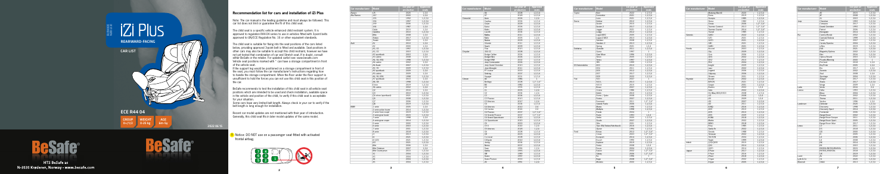# iZi Plus

REARWARD-FACING

CAR LIST

ECE R44 04

| GROUP | WEIGHT | AGE |
| --- | --- | --- |
| 0+/1/2 | 0-25 kg | 6m-6y |

2022-06-15

HTS BeSafe as
N-3535 Krøderen, Norway - www.besafe.com

## Recommendation list for cars and installation of iZi Plus

Note: The car manual is the leading guideline and must always be followed. This car list does not limit or guarantee the fit of this child seat.

The child seat is a specific vehicle enhanced child restraint system. It is approved to regulation R44-04 series to use in vehicles fitted with 3-point belts approved to UN/ECE Regulation No. 16 or other equivalent standards.

The child seat is suitable for fixing into the seat positions of the cars listed below, providing approved 3-point belt is fitted and available. Seat positions in other cars may also be suitable to accept this child restraint, however we have not yet tested that combination of car and 3-point belt. If in doubt, consult either BeSafe or the retailer. For updated carlist see: www.besafe.com
Vehicle seat positions marked with * can have a storage compartment in front of the vehicle seat.
If the support leg would be positioned on a storage compartment in front of the seat, you must follow the car manufacturer's instructions regarding how to handle the storage compartment. When the floor under the floor support is unsufficient to hold the forces you can not use this child seat in this position of the car.

BeSafe recommends to test the installation of this child seat in all vehicle seat positions which are intended to be used and check installation, available space in the vehicle and position of the child, to verify if this child seat is acceptable for your situation.
Some cars have very limited belt length. Always check in your car to verify if the belt length is long enough for installation.

Recent car model updates are not mentioned with their year of introduction. Generally, this child seat fits in later model updates of the same model.

! Notice: DO NOT use on a passenger seat fitted with activated frontal airbag.